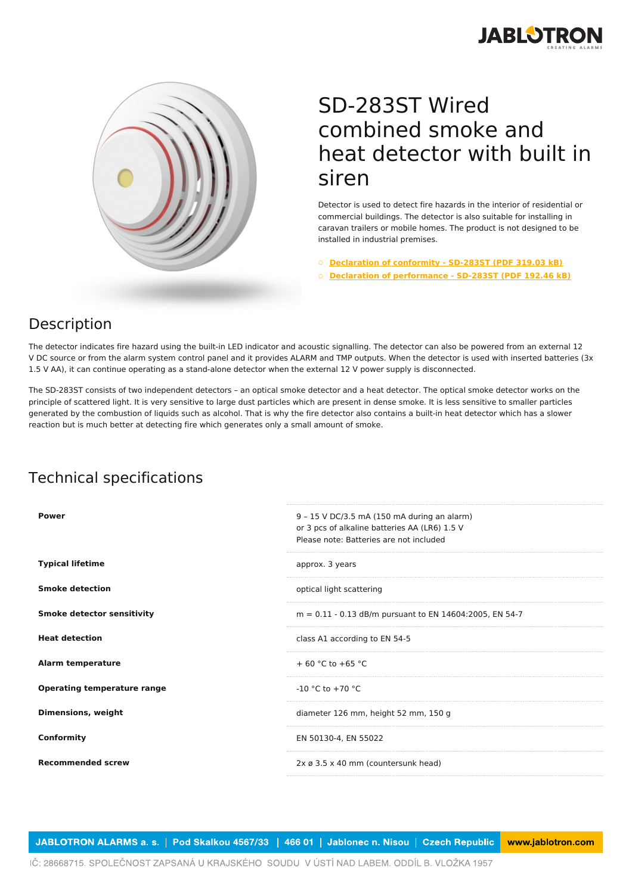# SD-283ST Wired combined smoke and heat detector with built in siren

Detector is used to detect fire hazards in the interior of residential or commercial buildings. The detector is also suitable for installing in caravan trailers or mobile homes. The product is not designed to be installed in industrial premises.

- Declaration of conformity - SD-283ST (PDF 319.03 kB)
- Declaration of performance - SD-283ST (PDF 192.46 kB)

## Description

The detector indicates fire hazard using the built-in LED indicator and acoustic signalling. The detector can also be powered from an external 12 V DC source or from the alarm system control panel and it provides ALARM and TMP outputs. When the detector is used with inserted batteries (3x 1.5 V AA), it can continue operating as a stand-alone detector when the external 12 V power supply is disconnected.

The SD-283ST consists of two independent detectors – an optical smoke detector and a heat detector. The optical smoke detector works on the principle of scattered light. It is very sensitive to large dust particles which are present in dense smoke. It is less sensitive to smaller particles generated by the combustion of liquids such as alcohol. That is why the fire detector also contains a built-in heat detector which has a slower reaction but is much better at detecting fire which generates only a small amount of smoke.

## Technical specifications

| | |
|---|---|
| **Power** | 9 – 15 V DC/3.5 mA (150 mA during an alarm)<br>or 3 pcs of alkaline batteries AA (LR6) 1.5 V<br>Please note: Batteries are not included |
| **Typical lifetime** | approx. 3 years |
| **Smoke detection** | optical light scattering |
| **Smoke detector sensitivity** | m = 0.11 - 0.13 dB/m pursuant to EN 14604:2005, EN 54-7 |
| **Heat detection** | class A1 according to EN 54-5 |
| **Alarm temperature** | + 60 °C to +65 °C |
| **Operating temperature range** | -10 °C to +70 °C |
| **Dimensions, weight** | diameter 126 mm, height 52 mm, 150 g |
| **Conformity** | EN 50130-4, EN 55022 |
| **Recommended screw** | 2x ø 3.5 x 40 mm (countersunk head) |